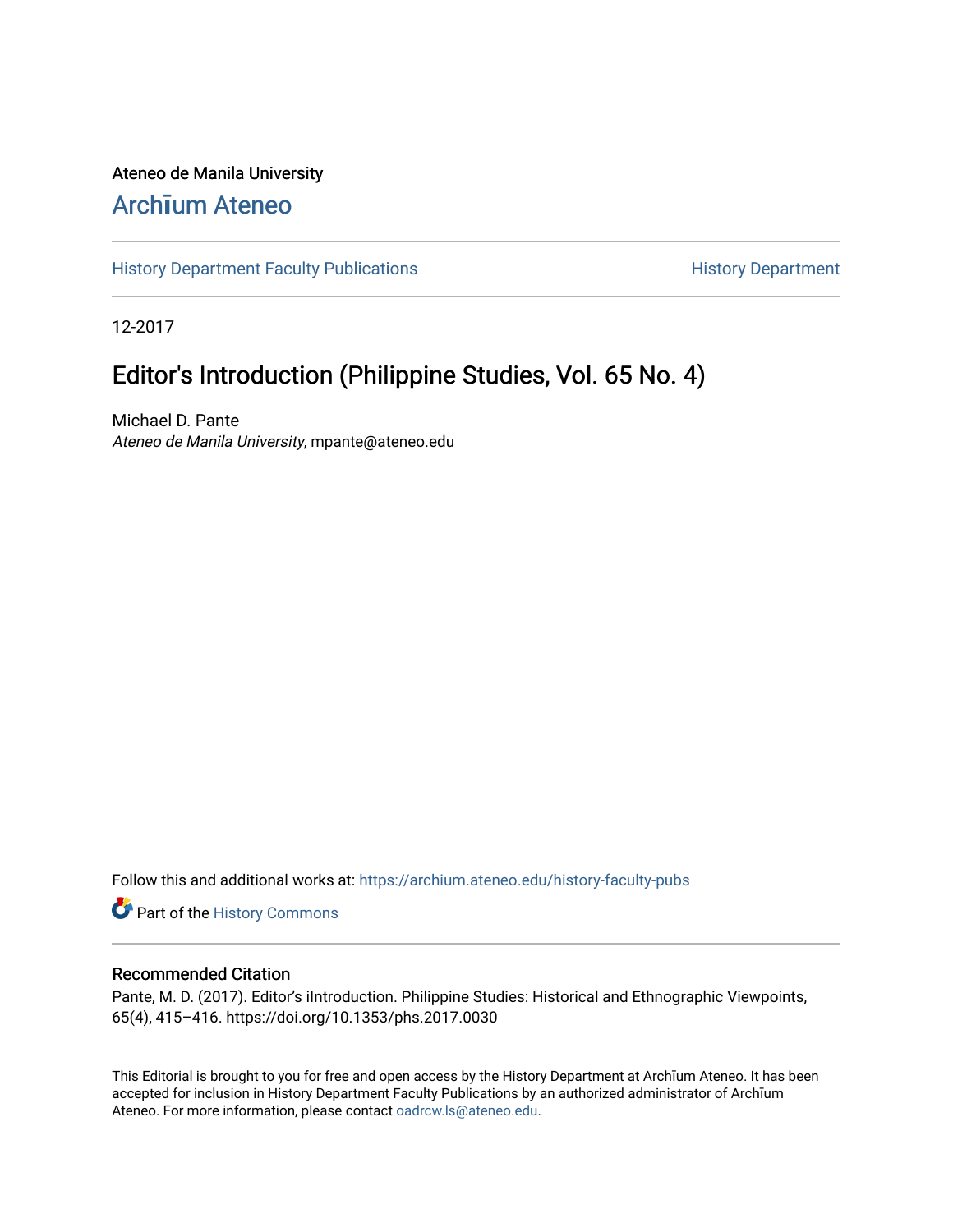Ateneo de Manila University

# Archīum Ateneo

History Department Faculty Publications

History Department

12-2017

## Editor's Introduction (Philippine Studies, Vol. 65 No. 4)

Michael D. Pante
*Ateneo de Manila University*, mpante@ateneo.edu

Follow this and additional works at: https://archium.ateneo.edu/history-faculty-pubs

Part of the History Commons

### Recommended Citation

Pante, M. D. (2017). Editor's iIntroduction. Philippine Studies: Historical and Ethnographic Viewpoints, 65(4), 415–416. https://doi.org/10.1353/phs.2017.0030

This Editorial is brought to you for free and open access by the History Department at Archīum Ateneo. It has been accepted for inclusion in History Department Faculty Publications by an authorized administrator of Archīum Ateneo. For more information, please contact oadrcw.ls@ateneo.edu.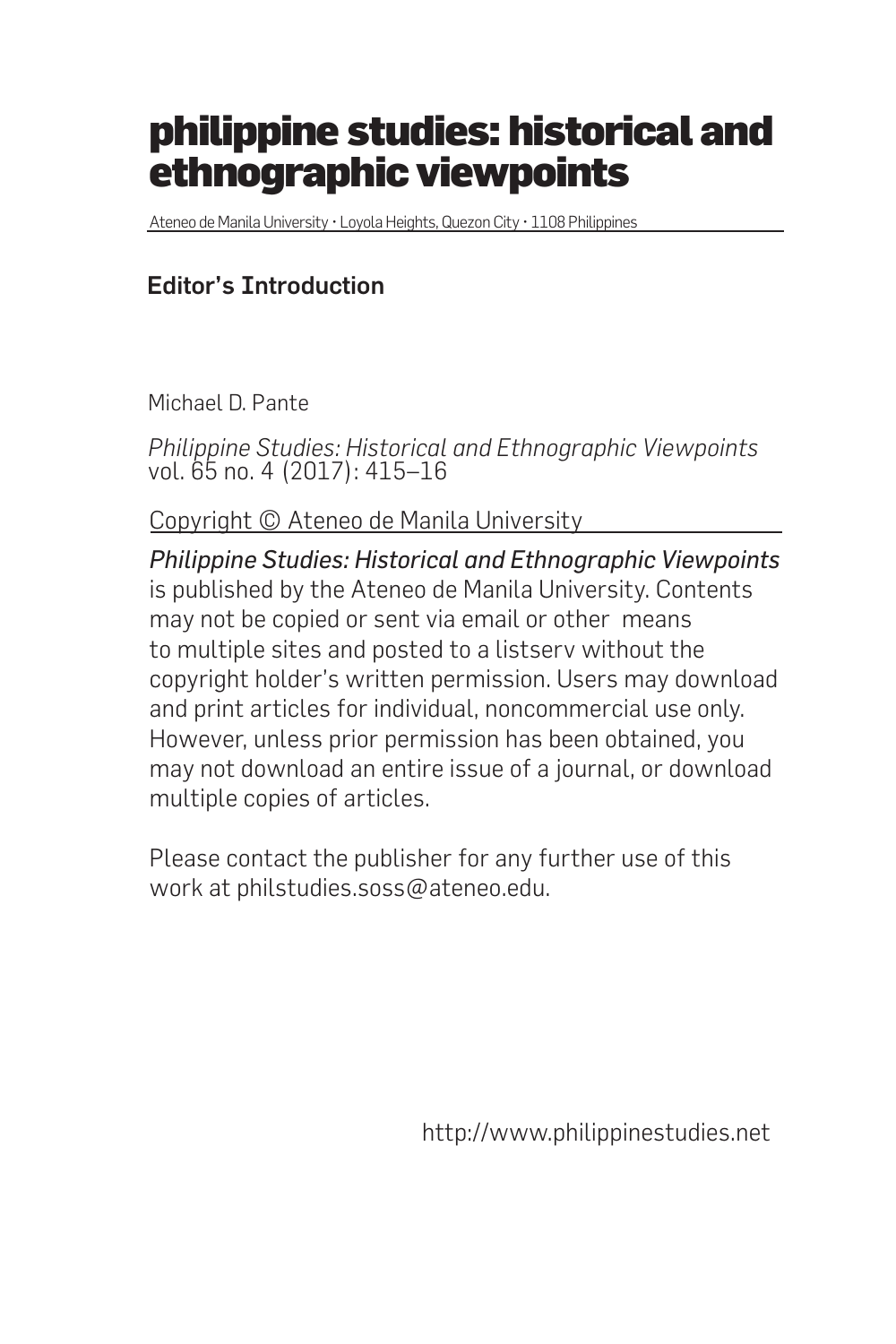# philippine studies: historical and ethnographic viewpoints

Ateneo de Manila University • Loyola Heights, Quezon City • 1108 Philippines

## Editor's Introduction

Michael D. Pante

*Philippine Studies: Historical and Ethnographic Viewpoints* vol. 65 no. 4 (2017): 415–16

Copyright © Ateneo de Manila University

*Philippine Studies: Historical and Ethnographic Viewpoints* is published by the Ateneo de Manila University. Contents may not be copied or sent via email or other means to multiple sites and posted to a listserv without the copyright holder's written permission. Users may download and print articles for individual, noncommercial use only. However, unless prior permission has been obtained, you may not download an entire issue of a journal, or download multiple copies of articles.

Please contact the publisher for any further use of this work at philstudies.soss@ateneo.edu.

http://www.philippinestudies.net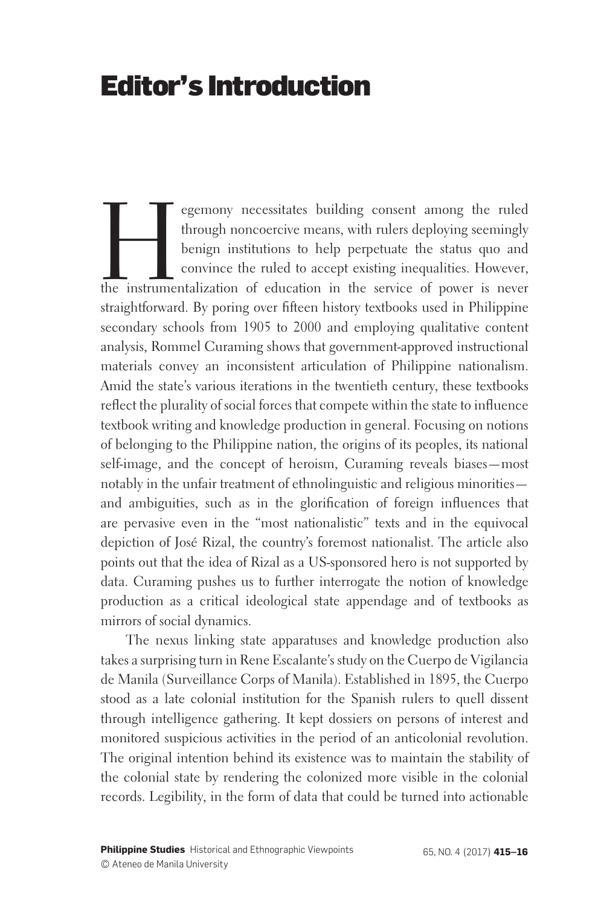# Editor's Introduction

Hegemony necessitates building consent among the ruled through noncoercive means, with rulers deploying seemingly benign institutions to help perpetuate the status quo and convince the ruled to accept existing inequalities. However, the instrumentalization of education in the service of power is never straightforward. By poring over fifteen history textbooks used in Philippine secondary schools from 1905 to 2000 and employing qualitative content analysis, Rommel Curaming shows that government-approved instructional materials convey an inconsistent articulation of Philippine nationalism. Amid the state's various iterations in the twentieth century, these textbooks reflect the plurality of social forces that compete within the state to influence textbook writing and knowledge production in general. Focusing on notions of belonging to the Philippine nation, the origins of its peoples, its national self-image, and the concept of heroism, Curaming reveals biases—most notably in the unfair treatment of ethnolinguistic and religious minorities—and ambiguities, such as in the glorification of foreign influences that are pervasive even in the "most nationalistic" texts and in the equivocal depiction of José Rizal, the country's foremost nationalist. The article also points out that the idea of Rizal as a US-sponsored hero is not supported by data. Curaming pushes us to further interrogate the notion of knowledge production as a critical ideological state appendage and of textbooks as mirrors of social dynamics.

The nexus linking state apparatuses and knowledge production also takes a surprising turn in Rene Escalante's study on the Cuerpo de Vigilancia de Manila (Surveillance Corps of Manila). Established in 1895, the Cuerpo stood as a late colonial institution for the Spanish rulers to quell dissent through intelligence gathering. It kept dossiers on persons of interest and monitored suspicious activities in the period of an anticolonial revolution. The original intention behind its existence was to maintain the stability of the colonial state by rendering the colonized more visible in the colonial records. Legibility, in the form of data that could be turned into actionable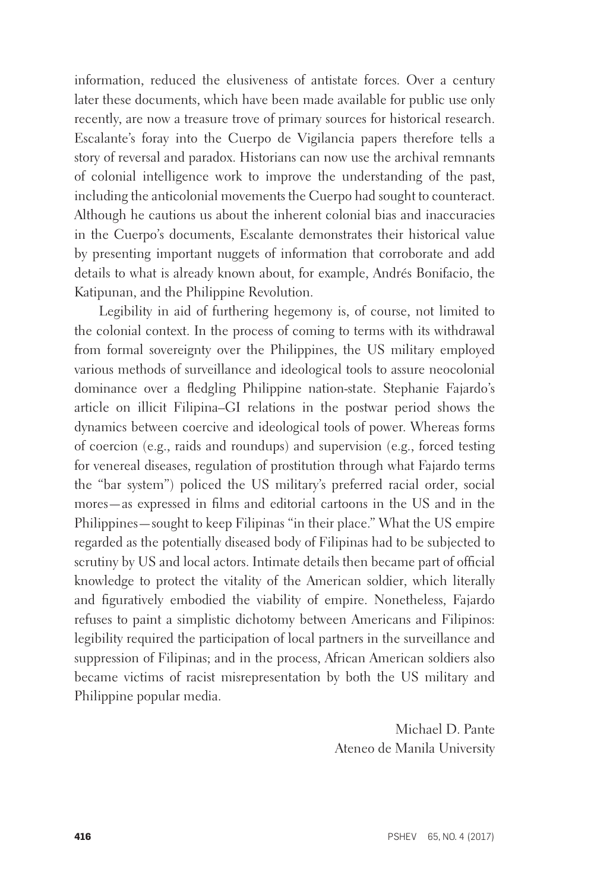information, reduced the elusiveness of antistate forces. Over a century later these documents, which have been made available for public use only recently, are now a treasure trove of primary sources for historical research. Escalante's foray into the Cuerpo de Vigilancia papers therefore tells a story of reversal and paradox. Historians can now use the archival remnants of colonial intelligence work to improve the understanding of the past, including the anticolonial movements the Cuerpo had sought to counteract. Although he cautions us about the inherent colonial bias and inaccuracies in the Cuerpo's documents, Escalante demonstrates their historical value by presenting important nuggets of information that corroborate and add details to what is already known about, for example, Andrés Bonifacio, the Katipunan, and the Philippine Revolution.

Legibility in aid of furthering hegemony is, of course, not limited to the colonial context. In the process of coming to terms with its withdrawal from formal sovereignty over the Philippines, the US military employed various methods of surveillance and ideological tools to assure neocolonial dominance over a fledgling Philippine nation-state. Stephanie Fajardo's article on illicit Filipina–GI relations in the postwar period shows the dynamics between coercive and ideological tools of power. Whereas forms of coercion (e.g., raids and roundups) and supervision (e.g., forced testing for venereal diseases, regulation of prostitution through what Fajardo terms the "bar system") policed the US military's preferred racial order, social mores—as expressed in films and editorial cartoons in the US and in the Philippines—sought to keep Filipinas "in their place." What the US empire regarded as the potentially diseased body of Filipinas had to be subjected to scrutiny by US and local actors. Intimate details then became part of official knowledge to protect the vitality of the American soldier, which literally and figuratively embodied the viability of empire. Nonetheless, Fajardo refuses to paint a simplistic dichotomy between Americans and Filipinos: legibility required the participation of local partners in the surveillance and suppression of Filipinas; and in the process, African American soldiers also became victims of racist misrepresentation by both the US military and Philippine popular media.

Michael D. Pante
Ateneo de Manila University